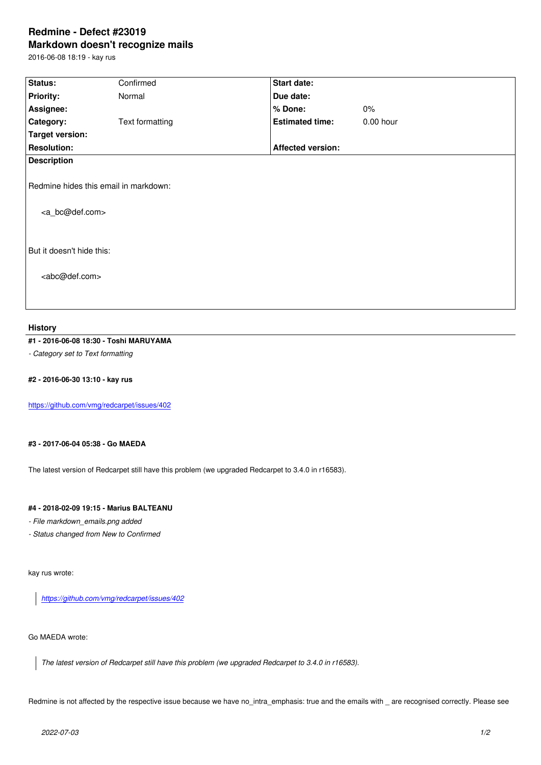# Redmine - Defect #23019

## Markdown doesn't recognize mails

2016-06-08 18:19 - kay rus

| Status: | Confirmed | Start date: | |
|---|---|---|---|
| Priority: | Normal | Due date: | |
| Assignee: | | % Done: | 0% |
| Category: | Text formatting | Estimated time: | 0.00 hour |
| Target version: | | | |
| Resolution: | | Affected version: | |

**Description**

Redmine hides this email in markdown:

    <a_bc@def.com>

But it doesn't hide this:

    <abc@def.com>

## History

**#1 - 2016-06-08 18:30 - Toshi MARUYAMA**

*- Category set to Text formatting*

**#2 - 2016-06-30 13:10 - kay rus**

https://github.com/vmg/redcarpet/issues/402

**#3 - 2017-06-04 05:38 - Go MAEDA**

The latest version of Redcarpet still have this problem (we upgraded Redcarpet to 3.4.0 in r16583).

**#4 - 2018-02-09 19:15 - Marius BALTEANU**

*- File markdown_emails.png added*

*- Status changed from New to Confirmed*

kay rus wrote:

> *https://github.com/vmg/redcarpet/issues/402*

Go MAEDA wrote:

> *The latest version of Redcarpet still have this problem (we upgraded Redcarpet to 3.4.0 in r16583).*

Redmine is not affected by the respective issue because we have no_intra_emphasis: true and the emails with _ are recognised correctly. Please see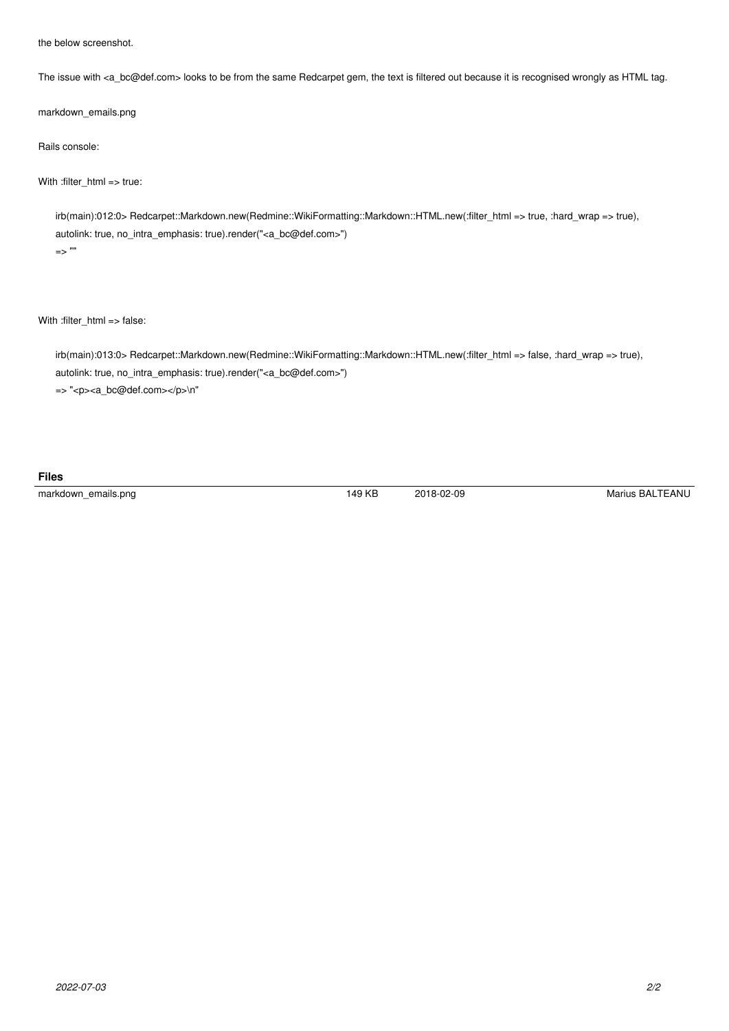the below screenshot.

The issue with <a_bc@def.com> looks to be from the same Redcarpet gem, the text is filtered out because it is recognised wrongly as HTML tag.

markdown_emails.png

Rails console:

With :filter_html => true:

```
irb(main):012:0> Redcarpet::Markdown.new(Redmine::WikiFormatting::Markdown::HTML.new(:filter_html => true, :hard_wrap => true), autolink: true, no_intra_emphasis: true).render("<a_bc@def.com>")
=> ""
```

With :filter_html => false:

```
irb(main):013:0> Redcarpet::Markdown.new(Redmine::WikiFormatting::Markdown::HTML.new(:filter_html => false, :hard_wrap => true), autolink: true, no_intra_emphasis: true).render("<a_bc@def.com>")
=> "<p><a_bc@def.com></p>\n"
```

**Files**

| | | | |
|---|---|---|---|
| markdown_emails.png | 149 KB | 2018-02-09 | Marius BALTEANU |